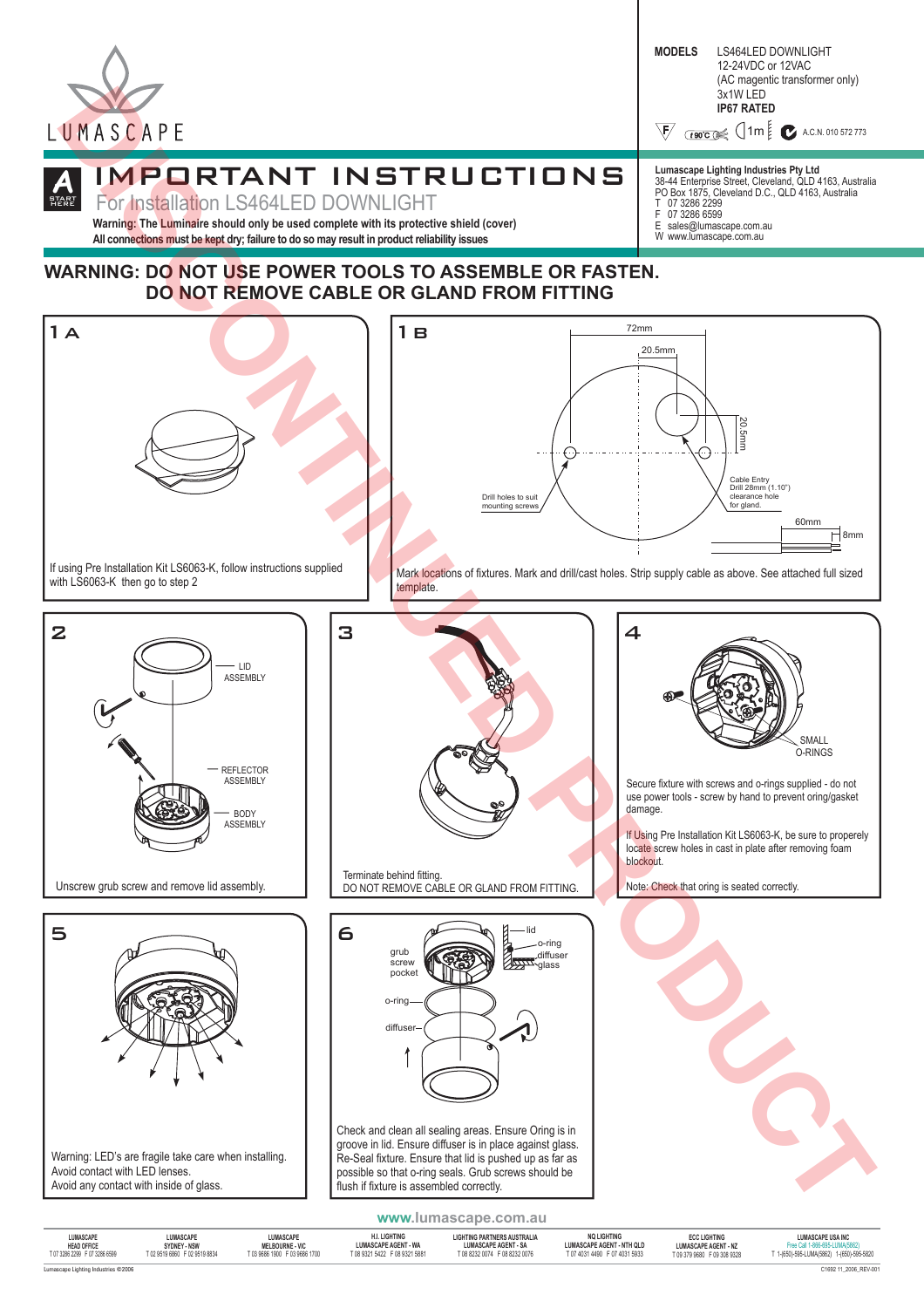LUMASCAPE

**MODELS**
LS464LED DOWNLIGHT
12-24VDC or 12VAC
(AC magentic transformer only)
3x1W LED
**IP67 RATED**

A.C.N. 010 572 773

# IMPORTANT INSTRUCTIONS

## For Installation LS464LED DOWNLIGHT

**Warning: The Luminaire should only be used complete with its protective shield (cover)**
**All connections must be kept dry; failure to do so may result in product reliability issues**

**Lumascape Lighting Industries Pty Ltd**
38-44 Enterprise Street, Cleveland, QLD 4163, Australia
PO Box 1875, Cleveland D.C., QLD 4163, Australia
T 07 3286 2299
F 07 3286 6599
E sales@lumascape.com.au
W www.lumascape.com.au

DISCONTINUED PRODUCT

## WARNING: DO NOT USE POWER TOOLS TO ASSEMBLE OR FASTEN. DO NOT REMOVE CABLE OR GLAND FROM FITTING

### 1A

If using Pre Installation Kit LS6063-K, follow instructions supplied with LS6063-K then go to step 2

### 1B

72mm
20.5mm
20.5mm
Drill holes to suit mounting screws
Cable Entry Drill 28mm (1.10") clearance hole for gland.
60mm
8mm

Mark locations of fixtures. Mark and drill/cast holes. Strip supply cable as above. See attached full sized template.

### 2

LID ASSEMBLY
REFLECTOR ASSEMBLY
BODY ASSEMBLY

Unscrew grub screw and remove lid assembly.

### 3

Terminate behind fitting.
DO NOT REMOVE CABLE OR GLAND FROM FITTING.

### 4

SMALL O-RINGS

Secure fixture with screws and o-rings supplied - do not use power tools - screw by hand to prevent oring/gasket damage.

If Using Pre Installation Kit LS6063-K, be sure to properely locate screw holes in cast in plate after removing foam blockout.

Note: Check that oring is seated correctly.

### 5

Warning: LED's are fragile take care when installing.
Avoid contact with LED lenses.
Avoid any contact with inside of glass.

### 6

lid
o-ring
diffuser
glass
grub screw pocket
o-ring
diffuser

Check and clean all sealing areas. Ensure Oring is in groove in lid. Ensure diffuser is in place against glass. Re-Seal fixture. Ensure that lid is pushed up as far as possible so that o-ring seals. Grub screws should be flush if fixture is assembled correctly.

www.lumascape.com.au

| LUMASCAPE HEAD OFFICE | LUMASCAPE SYDNEY - NSW | LUMASCAPE MELBOURNE - VIC | H.I. LIGHTING LUMASCAPE AGENT - WA | LIGHTING PARTNERS AUSTRALIA LUMASCAPE AGENT - SA | NQ LIGHTING LUMASCAPE AGENT - NTH QLD | ECC LIGHTING LUMASCAPE AGENT - NZ | LUMASCAPE USA INC |
|---|---|---|---|---|---|---|---|
| T 07 3286 2299 F 07 3286 6599 | T 02 9519 6660 F 02 9519 8834 | T 03 9686 1900 F 03 9686 1700 | T 08 9321 5422 F 08 9321 5881 | T 08 8232 0074 F 08 8232 0076 | T 07 4031 4466 F 07 4031 5933 | T 09 379 9680 F 09 308 9328 | Free Call 1-866-695-LUMA(5862) T 1-(650)-595-LUMA(5862) 1-(650)-595-5820 |

Lumascape Lighting Industries ©2006

C1692 11_2006_REV-001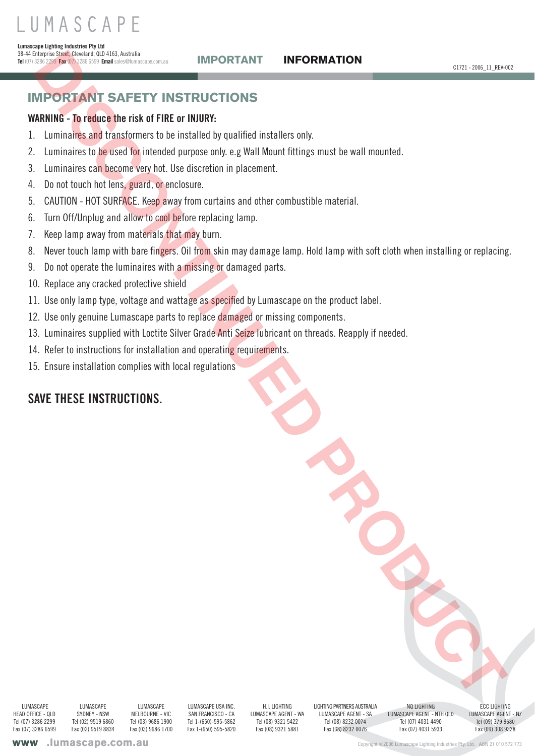# IMPORTANT SAFETY INSTRUCTIONS

**WARNING - To reduce the risk of FIRE or INJURY:**

1. Luminaires and transformers to be installed by qualified installers only.
2. Luminaires to be used for intended purpose only. e.g Wall Mount fittings must be wall mounted.
3. Luminaires can become very hot. Use discretion in placement.
4. Do not touch hot lens, guard, or enclosure.
5. CAUTION - HOT SURFACE. Keep away from curtains and other combustible material.
6. Turn Off/Unplug and allow to cool before replacing lamp.
7. Keep lamp away from materials that may burn.
8. Never touch lamp with bare fingers. Oil from skin may damage lamp. Hold lamp with soft cloth when installing or replacing.
9. Do not operate the luminaires with a missing or damaged parts.
10. Replace any cracked protective shield
11. Use only lamp type, voltage and wattage as specified by Lumascape on the product label.
12. Use only genuine Lumascape parts to replace damaged or missing components.
13. Luminaires supplied with Loctite Silver Grade Anti Seize lubricant on threads. Reapply if needed.
14. Refer to instructions for installation and operating requirements.
15. Ensure installation complies with local regulations

## SAVE THESE INSTRUCTIONS.

DISCONTINUED PRODUCT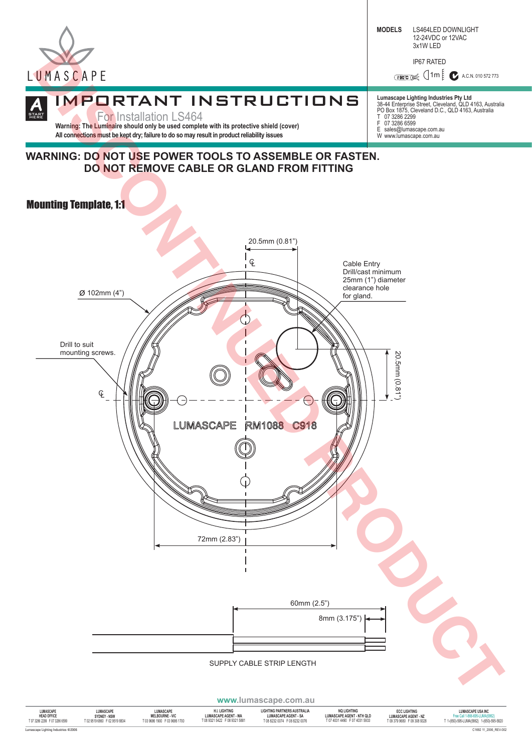LUMASCAPE

**MODELS** LS464LED DOWNLIGHT
12-24VDC or 12VAC
3x1W LED

IP67 RATED

90°C 1m A.C.N. 010 572 773

# IMPORTANT INSTRUCTIONS

START HERE

For Installation LS464

**Warning: The Luminaire should only be used complete with its protective shield (cover)**
**All connections must be kept dry; failure to do so may result in product reliability issues**

**Lumascape Lighting Industries Pty Ltd**
38-44 Enterprise Street, Cleveland, QLD 4163, Australia
PO Box 1875, Cleveland D.C., QLD 4163, Australia
T 07 3286 2299
F 07 3286 6599
E sales@lumascape.com.au
W www.lumascape.com.au

DISCONTINUED PRODUCT

## WARNING: DO NOT USE POWER TOOLS TO ASSEMBLE OR FASTEN. DO NOT REMOVE CABLE OR GLAND FROM FITTING

### Mounting Template, 1:1

20.5mm (0.81")

Cable Entry
Drill/cast minimum
25mm (1") diameter
clearance hole
for gland.

Ø 102mm (4")

Drill to suit
mounting screws.

20.5mm (0.81")

LUMASCAPE RM1088 C918

72mm (2.83")

60mm (2.5")

8mm (3.175")

SUPPLY CABLE STRIP LENGTH

www.lumascape.com.au

| LUMASCAPE HEAD OFFICE | LUMASCAPE SYDNEY - NSW | LUMASCAPE MELBOURNE - VIC | H.I. LIGHTING LUMASCAPE AGENT - WA | LIGHTING PARTNERS AUSTRALIA LUMASCAPE AGENT - SA | NQ LIGHTING LUMASCAPE AGENT - NTH QLD | ECC LIGHTING LUMASCAPE AGENT - NZ | LUMASCAPE USA INC |
|---|---|---|---|---|---|---|---|
| T 07 3286 2299 F 07 3286 6599 | T 02 9519 6860 F 02 9519 6834 | T 03 9686 1900 F 03 9686 1700 | T 08 9321 5422 F 08 9321 5881 | T 08 8232 0074 F 08 8232 0076 | T 07 4031 4490 F 07 4031 5933 | T 09 379 9680 F 09 308 9328 | Free Call 1-866-695-LUMA(5862) T 1-(650)-595-LUMA(5862) 1-(650)-595-5820 |

Lumascape Lighting Industries ©2006

C1692 11_2006_REV-002